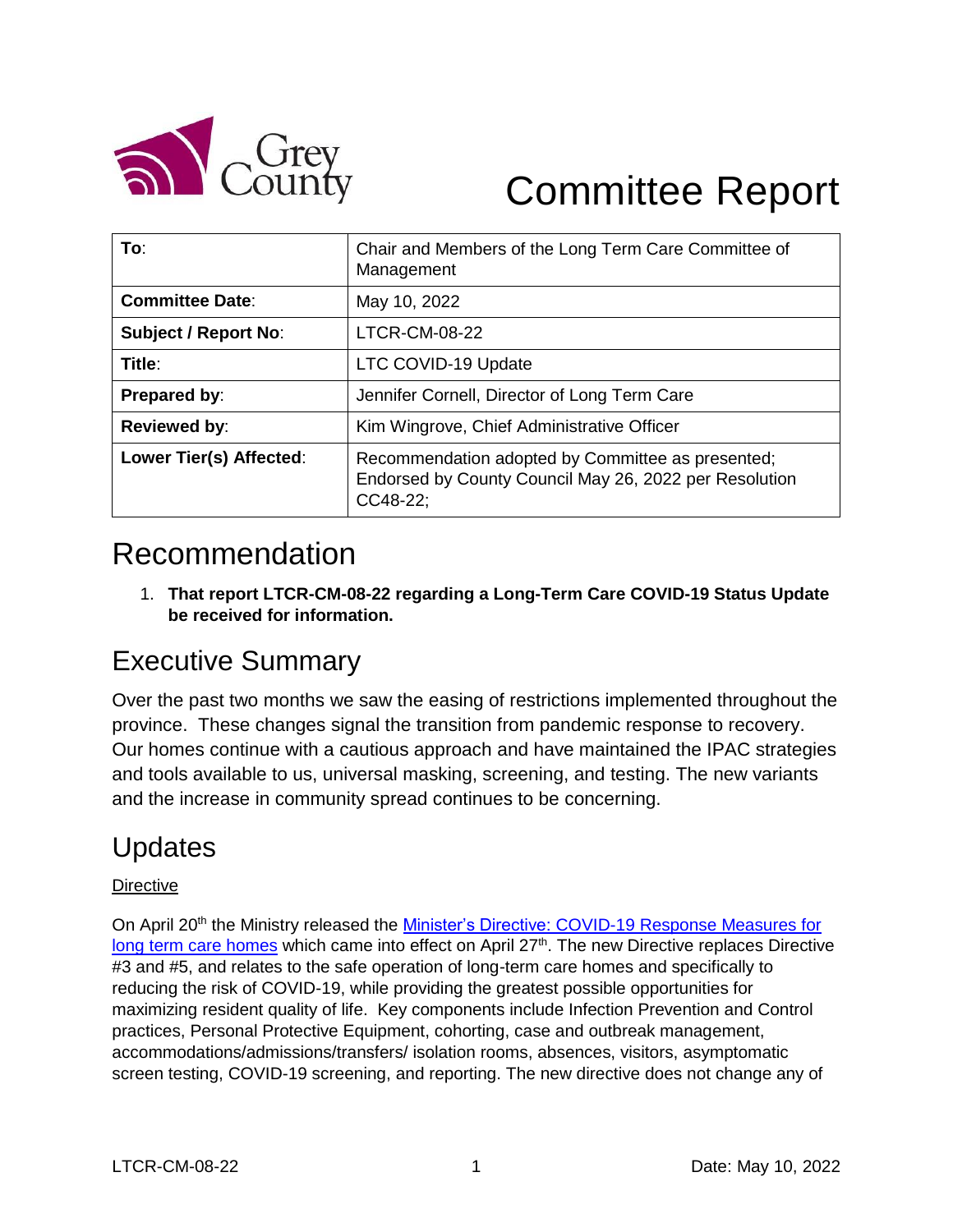# Committee Report

| To: | Chair and Members of the Long Term Care Committee of Management |
|---|---|
| **Committee Date**: | May 10, 2022 |
| **Subject / Report No**: | LTCR-CM-08-22 |
| **Title**: | LTC COVID-19 Update |
| **Prepared by**: | Jennifer Cornell, Director of Long Term Care |
| **Reviewed by**: | Kim Wingrove, Chief Administrative Officer |
| **Lower Tier(s) Affected**: | Recommendation adopted by Committee as presented; Endorsed by County Council May 26, 2022 per Resolution CC48-22; |

## Recommendation

1. **That report LTCR-CM-08-22 regarding a Long-Term Care COVID-19 Status Update be received for information.**

## Executive Summary

Over the past two months we saw the easing of restrictions implemented throughout the province. These changes signal the transition from pandemic response to recovery. Our homes continue with a cautious approach and have maintained the IPAC strategies and tools available to us, universal masking, screening, and testing. The new variants and the increase in community spread continues to be concerning.

## Updates

Directive

On April 20th the Ministry released the [Minister's Directive: COVID-19 Response Measures for long term care homes]() which came into effect on April 27th. The new Directive replaces Directive #3 and #5, and relates to the safe operation of long-term care homes and specifically to reducing the risk of COVID-19, while providing the greatest possible opportunities for maximizing resident quality of life. Key components include Infection Prevention and Control practices, Personal Protective Equipment, cohorting, case and outbreak management, accommodations/admissions/transfers/ isolation rooms, absences, visitors, asymptomatic screen testing, COVID-19 screening, and reporting. The new directive does not change any of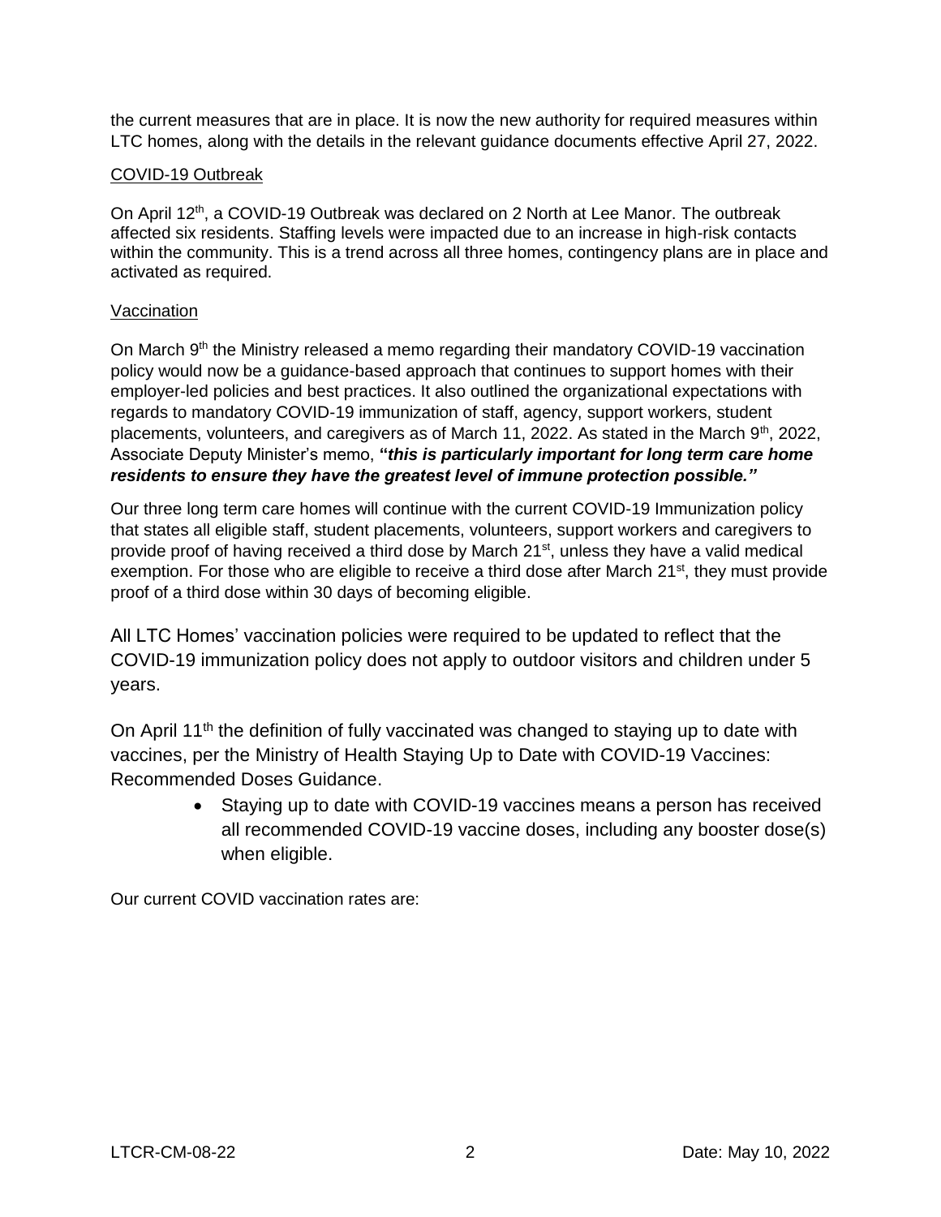the current measures that are in place. It is now the new authority for required measures within LTC homes, along with the details in the relevant guidance documents effective April 27, 2022.

### COVID-19 Outbreak

On April 12th, a COVID-19 Outbreak was declared on 2 North at Lee Manor. The outbreak affected six residents. Staffing levels were impacted due to an increase in high-risk contacts within the community. This is a trend across all three homes, contingency plans are in place and activated as required.

### Vaccination

On March 9th the Ministry released a memo regarding their mandatory COVID-19 vaccination policy would now be a guidance-based approach that continues to support homes with their employer-led policies and best practices. It also outlined the organizational expectations with regards to mandatory COVID-19 immunization of staff, agency, support workers, student placements, volunteers, and caregivers as of March 11, 2022. As stated in the March 9th, 2022, Associate Deputy Minister's memo, **"*this is particularly important for long term care home residents to ensure they have the greatest level of immune protection possible."***

Our three long term care homes will continue with the current COVID-19 Immunization policy that states all eligible staff, student placements, volunteers, support workers and caregivers to provide proof of having received a third dose by March 21st, unless they have a valid medical exemption. For those who are eligible to receive a third dose after March 21st, they must provide proof of a third dose within 30 days of becoming eligible.

All LTC Homes' vaccination policies were required to be updated to reflect that the COVID-19 immunization policy does not apply to outdoor visitors and children under 5 years.

On April 11th the definition of fully vaccinated was changed to staying up to date with vaccines, per the Ministry of Health Staying Up to Date with COVID-19 Vaccines: Recommended Doses Guidance.

- Staying up to date with COVID-19 vaccines means a person has received all recommended COVID-19 vaccine doses, including any booster dose(s) when eligible.

Our current COVID vaccination rates are: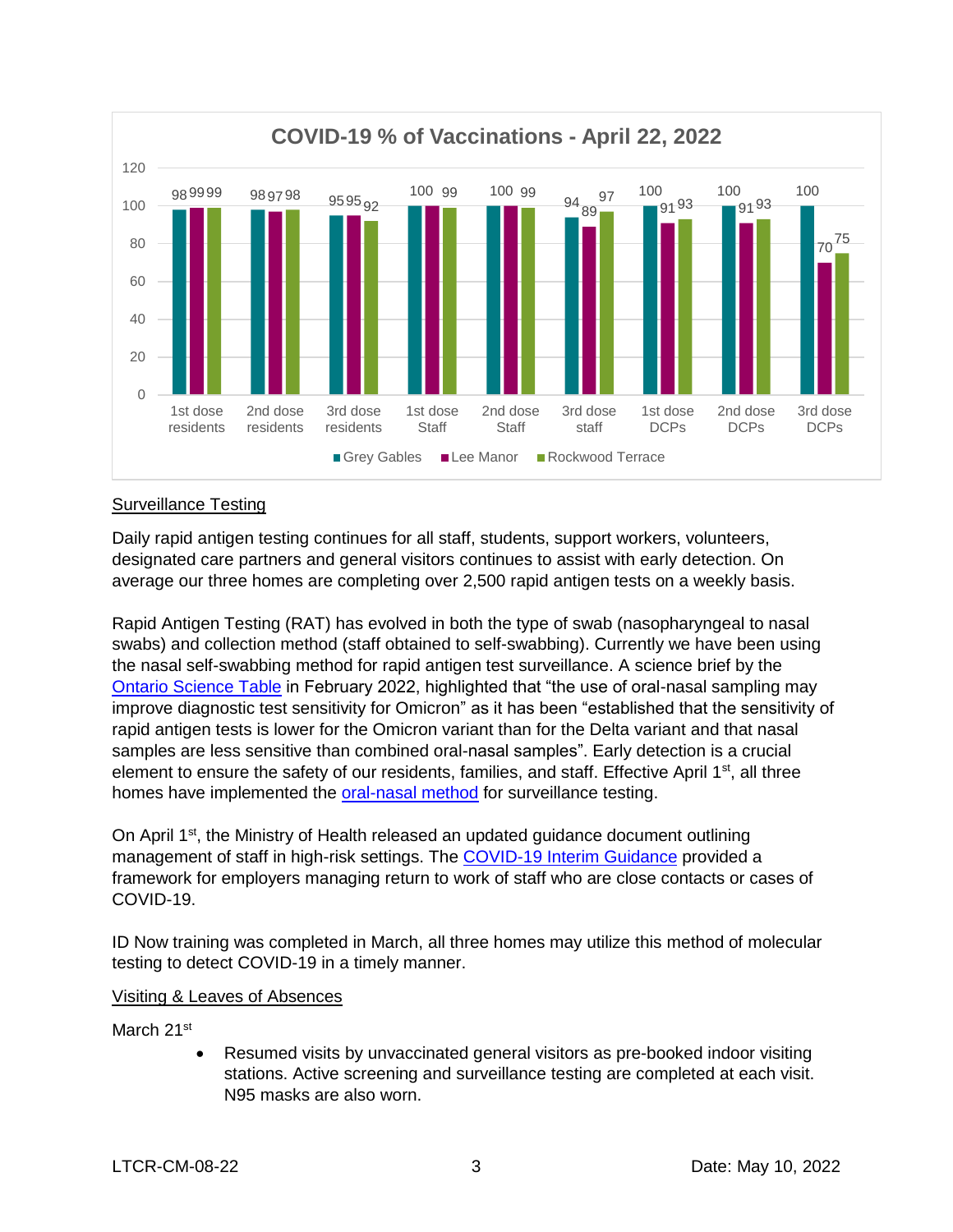**COVID-19 % of Vaccinations - April 22, 2022**

| | Grey Gables | Lee Manor | Rockwood Terrace |
|---|---|---|---|
| 1st dose residents | 98 | 99 | 99 |
| 2nd dose residents | 98 | 97 | 98 |
| 3rd dose residents | 95 | 95 | 92 |
| 1st dose Staff | 100 | 100 | 99 |
| 2nd dose Staff | 100 | 100 | 99 |
| 3rd dose staff | 94 | 89 | 97 |
| 1st dose DCPs | 100 | 91 | 93 |
| 2nd dose DCPs | 100 | 91 | 93 |
| 3rd dose DCPs | 100 | 70 | 75 |

## Surveillance Testing

Daily rapid antigen testing continues for all staff, students, support workers, volunteers, designated care partners and general visitors continues to assist with early detection. On average our three homes are completing over 2,500 rapid antigen tests on a weekly basis.

Rapid Antigen Testing (RAT) has evolved in both the type of swab (nasopharyngeal to nasal swabs) and collection method (staff obtained to self-swabbing). Currently we have been using the nasal self-swabbing method for rapid antigen test surveillance. A science brief by the Ontario Science Table in February 2022, highlighted that "the use of oral-nasal sampling may improve diagnostic test sensitivity for Omicron" as it has been "established that the sensitivity of rapid antigen tests is lower for the Omicron variant than for the Delta variant and that nasal samples are less sensitive than combined oral-nasal samples". Early detection is a crucial element to ensure the safety of our residents, families, and staff. Effective April 1st, all three homes have implemented the oral-nasal method for surveillance testing.

On April 1st, the Ministry of Health released an updated guidance document outlining management of staff in high-risk settings. The COVID-19 Interim Guidance provided a framework for employers managing return to work of staff who are close contacts or cases of COVID-19.

ID Now training was completed in March, all three homes may utilize this method of molecular testing to detect COVID-19 in a timely manner.

## Visiting & Leaves of Absences

March 21st

- Resumed visits by unvaccinated general visitors as pre-booked indoor visiting stations. Active screening and surveillance testing are completed at each visit. N95 masks are also worn.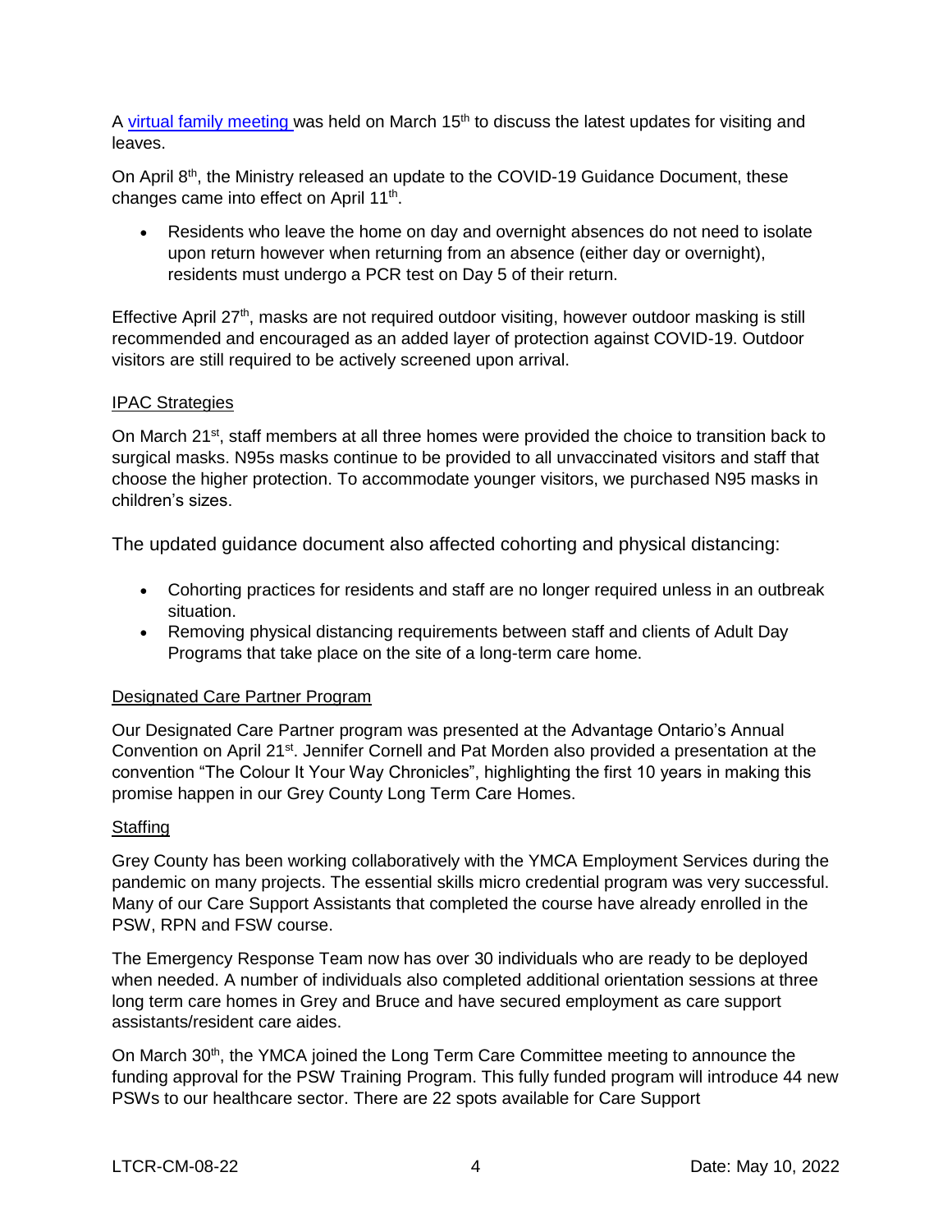A [virtual family meeting](#) was held on March 15th to discuss the latest updates for visiting and leaves.

On April 8th, the Ministry released an update to the COVID-19 Guidance Document, these changes came into effect on April 11th.

- Residents who leave the home on day and overnight absences do not need to isolate upon return however when returning from an absence (either day or overnight), residents must undergo a PCR test on Day 5 of their return.

Effective April 27th, masks are not required outdoor visiting, however outdoor masking is still recommended and encouraged as an added layer of protection against COVID-19. Outdoor visitors are still required to be actively screened upon arrival.

### IPAC Strategies

On March 21st, staff members at all three homes were provided the choice to transition back to surgical masks. N95s masks continue to be provided to all unvaccinated visitors and staff that choose the higher protection. To accommodate younger visitors, we purchased N95 masks in children's sizes.

The updated guidance document also affected cohorting and physical distancing:

- Cohorting practices for residents and staff are no longer required unless in an outbreak situation.
- Removing physical distancing requirements between staff and clients of Adult Day Programs that take place on the site of a long-term care home.

### Designated Care Partner Program

Our Designated Care Partner program was presented at the Advantage Ontario's Annual Convention on April 21st. Jennifer Cornell and Pat Morden also provided a presentation at the convention "The Colour It Your Way Chronicles", highlighting the first 10 years in making this promise happen in our Grey County Long Term Care Homes.

### Staffing

Grey County has been working collaboratively with the YMCA Employment Services during the pandemic on many projects. The essential skills micro credential program was very successful. Many of our Care Support Assistants that completed the course have already enrolled in the PSW, RPN and FSW course.

The Emergency Response Team now has over 30 individuals who are ready to be deployed when needed. A number of individuals also completed additional orientation sessions at three long term care homes in Grey and Bruce and have secured employment as care support assistants/resident care aides.

On March 30th, the YMCA joined the Long Term Care Committee meeting to announce the funding approval for the PSW Training Program. This fully funded program will introduce 44 new PSWs to our healthcare sector. There are 22 spots available for Care Support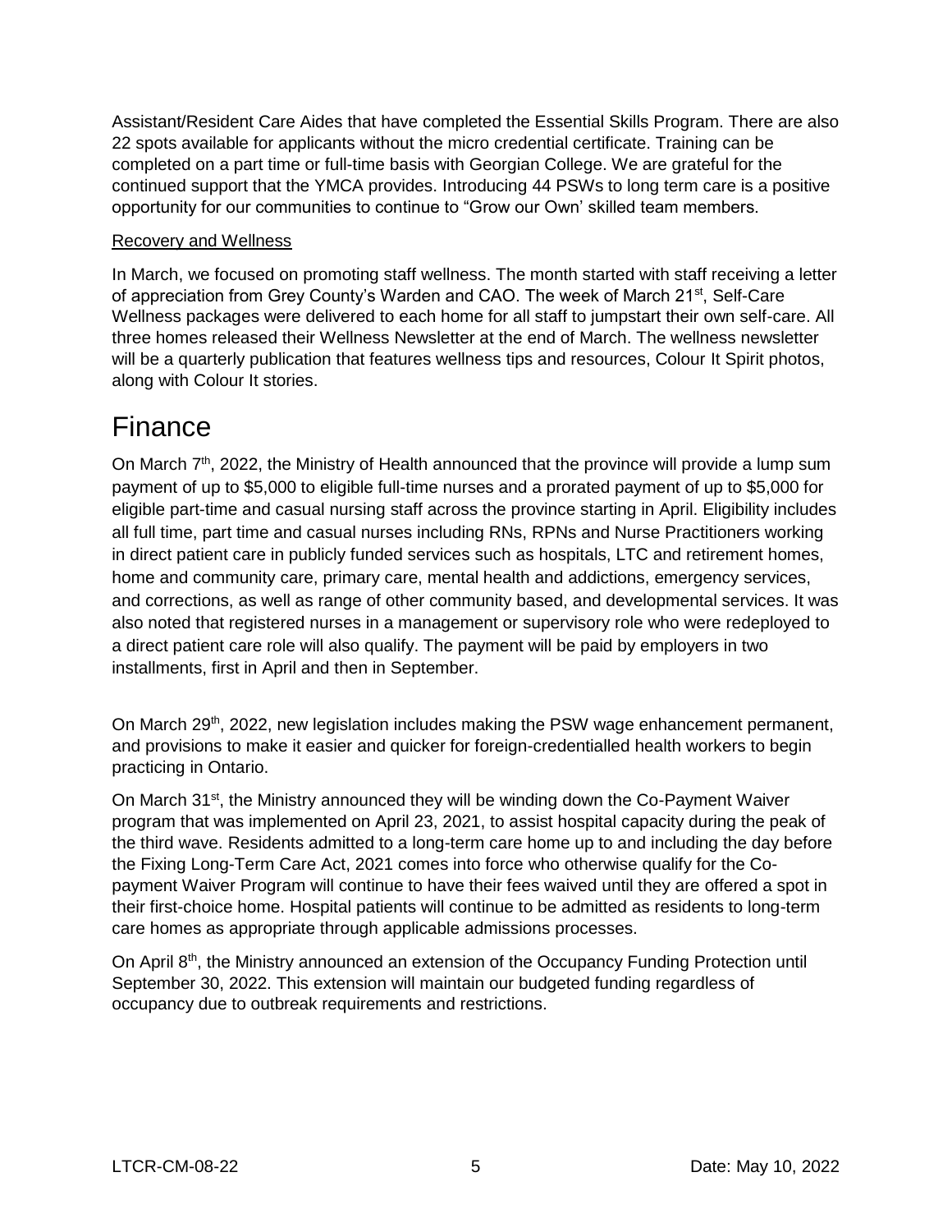Assistant/Resident Care Aides that have completed the Essential Skills Program. There are also 22 spots available for applicants without the micro credential certificate. Training can be completed on a part time or full-time basis with Georgian College. We are grateful for the continued support that the YMCA provides. Introducing 44 PSWs to long term care is a positive opportunity for our communities to continue to "Grow our Own' skilled team members.

Recovery and Wellness

In March, we focused on promoting staff wellness. The month started with staff receiving a letter of appreciation from Grey County's Warden and CAO. The week of March 21st, Self-Care Wellness packages were delivered to each home for all staff to jumpstart their own self-care. All three homes released their Wellness Newsletter at the end of March. The wellness newsletter will be a quarterly publication that features wellness tips and resources, Colour It Spirit photos, along with Colour It stories.

# Finance

On March 7th, 2022, the Ministry of Health announced that the province will provide a lump sum payment of up to $5,000 to eligible full-time nurses and a prorated payment of up to $5,000 for eligible part-time and casual nursing staff across the province starting in April. Eligibility includes all full time, part time and casual nurses including RNs, RPNs and Nurse Practitioners working in direct patient care in publicly funded services such as hospitals, LTC and retirement homes, home and community care, primary care, mental health and addictions, emergency services, and corrections, as well as range of other community based, and developmental services. It was also noted that registered nurses in a management or supervisory role who were redeployed to a direct patient care role will also qualify. The payment will be paid by employers in two installments, first in April and then in September.

On March 29th, 2022, new legislation includes making the PSW wage enhancement permanent, and provisions to make it easier and quicker for foreign-credentialled health workers to begin practicing in Ontario.

On March 31st, the Ministry announced they will be winding down the Co-Payment Waiver program that was implemented on April 23, 2021, to assist hospital capacity during the peak of the third wave. Residents admitted to a long-term care home up to and including the day before the Fixing Long-Term Care Act, 2021 comes into force who otherwise qualify for the Co-payment Waiver Program will continue to have their fees waived until they are offered a spot in their first-choice home. Hospital patients will continue to be admitted as residents to long-term care homes as appropriate through applicable admissions processes.

On April 8th, the Ministry announced an extension of the Occupancy Funding Protection until September 30, 2022. This extension will maintain our budgeted funding regardless of occupancy due to outbreak requirements and restrictions.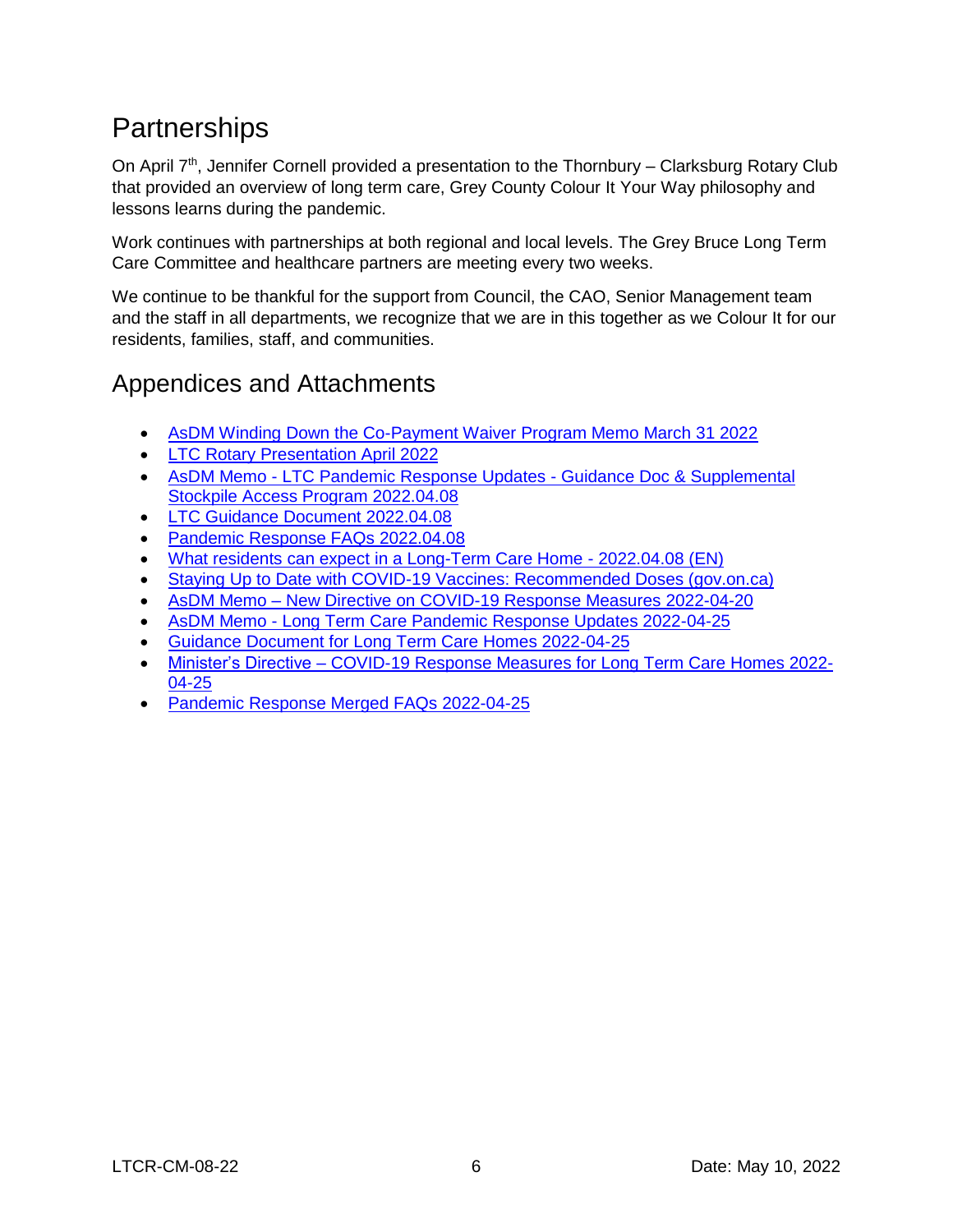## Partnerships

On April 7th, Jennifer Cornell provided a presentation to the Thornbury – Clarksburg Rotary Club that provided an overview of long term care, Grey County Colour It Your Way philosophy and lessons learns during the pandemic.

Work continues with partnerships at both regional and local levels. The Grey Bruce Long Term Care Committee and healthcare partners are meeting every two weeks.

We continue to be thankful for the support from Council, the CAO, Senior Management team and the staff in all departments, we recognize that we are in this together as we Colour It for our residents, families, staff, and communities.

## Appendices and Attachments

- AsDM Winding Down the Co-Payment Waiver Program Memo March 31 2022
- LTC Rotary Presentation April 2022
- AsDM Memo - LTC Pandemic Response Updates - Guidance Doc & Supplemental Stockpile Access Program 2022.04.08
- LTC Guidance Document 2022.04.08
- Pandemic Response FAQs 2022.04.08
- What residents can expect in a Long-Term Care Home - 2022.04.08 (EN)
- Staying Up to Date with COVID-19 Vaccines: Recommended Doses (gov.on.ca)
- AsDM Memo – New Directive on COVID-19 Response Measures 2022-04-20
- AsDM Memo - Long Term Care Pandemic Response Updates 2022-04-25
- Guidance Document for Long Term Care Homes 2022-04-25
- Minister's Directive – COVID-19 Response Measures for Long Term Care Homes 2022-04-25
- Pandemic Response Merged FAQs 2022-04-25